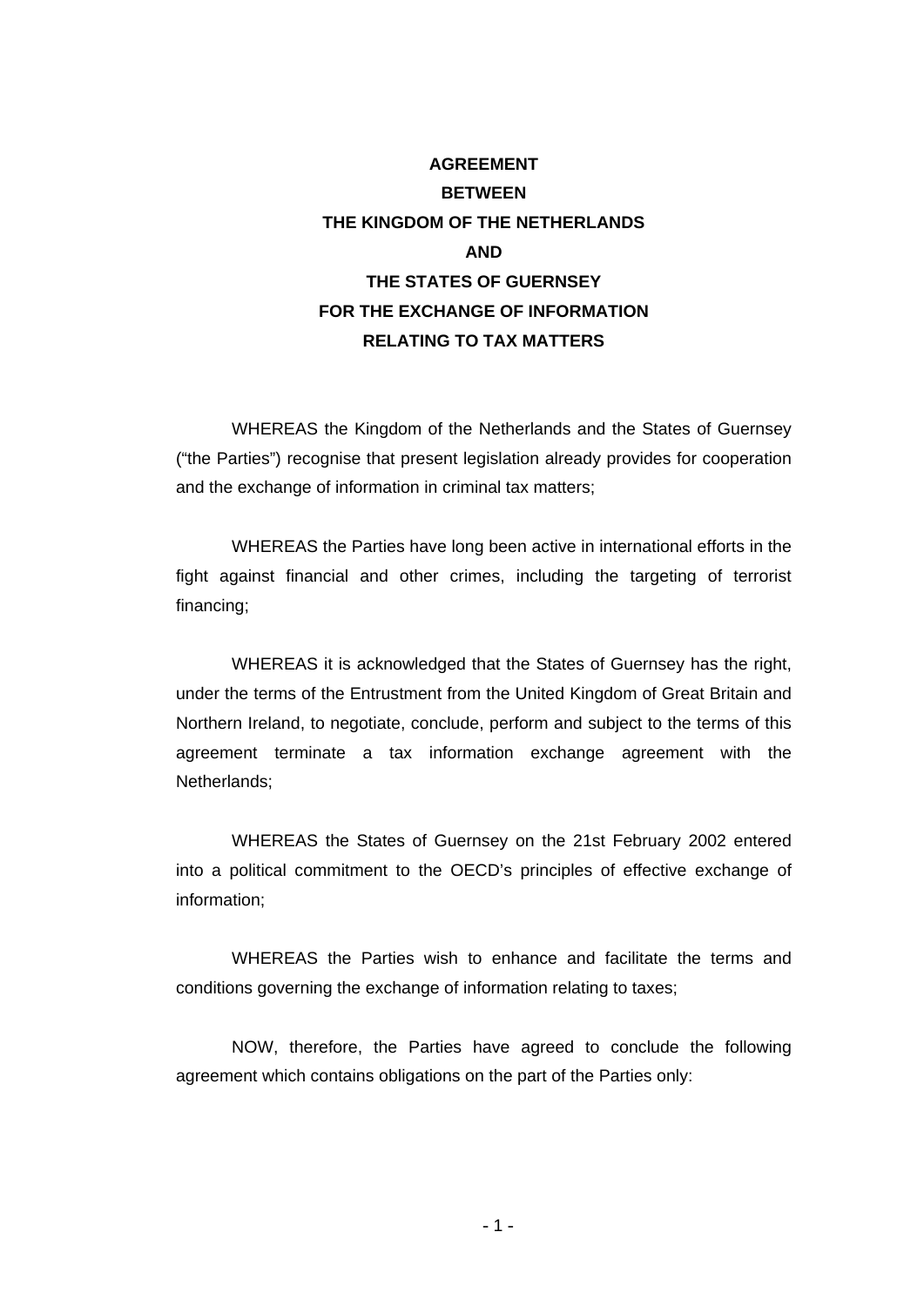# AGREEMENT BETWEEN THE KINGDOM OF THE NETHERLANDS AND THE STATES OF GUERNSEY FOR THE EXCHANGE OF INFORMATION RELATING TO TAX MATTERS

WHEREAS the Kingdom of the Netherlands and the States of Guernsey ("the Parties") recognise that present legislation already provides for cooperation and the exchange of information in criminal tax matters;

WHEREAS the Parties have long been active in international efforts in the fight against financial and other crimes, including the targeting of terrorist financing;

WHEREAS it is acknowledged that the States of Guernsey has the right, under the terms of the Entrustment from the United Kingdom of Great Britain and Northern Ireland, to negotiate, conclude, perform and subject to the terms of this agreement terminate a tax information exchange agreement with the Netherlands;

WHEREAS the States of Guernsey on the 21st February 2002 entered into a political commitment to the OECD's principles of effective exchange of information;

WHEREAS the Parties wish to enhance and facilitate the terms and conditions governing the exchange of information relating to taxes;

NOW, therefore, the Parties have agreed to conclude the following agreement which contains obligations on the part of the Parties only: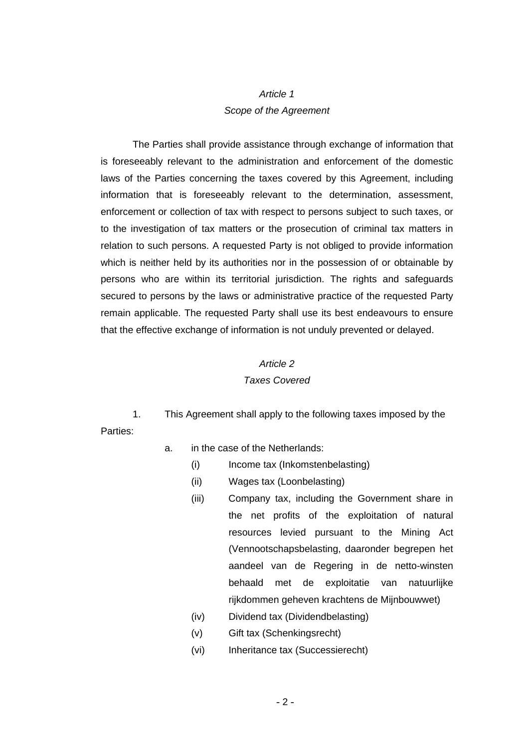*Article 1*

*Scope of the Agreement*

The Parties shall provide assistance through exchange of information that is foreseeably relevant to the administration and enforcement of the domestic laws of the Parties concerning the taxes covered by this Agreement, including information that is foreseeably relevant to the determination, assessment, enforcement or collection of tax with respect to persons subject to such taxes, or to the investigation of tax matters or the prosecution of criminal tax matters in relation to such persons. A requested Party is not obliged to provide information which is neither held by its authorities nor in the possession of or obtainable by persons who are within its territorial jurisdiction. The rights and safeguards secured to persons by the laws or administrative practice of the requested Party remain applicable. The requested Party shall use its best endeavours to ensure that the effective exchange of information is not unduly prevented or delayed.

*Article 2*

*Taxes Covered*

1. This Agreement shall apply to the following taxes imposed by the Parties:

   a. in the case of the Netherlands:

      (i) Income tax (Inkomstenbelasting)

      (ii) Wages tax (Loonbelasting)

      (iii) Company tax, including the Government share in the net profits of the exploitation of natural resources levied pursuant to the Mining Act (Vennootschapsbelasting, daaronder begrepen het aandeel van de Regering in de netto-winsten behaald met de exploitatie van natuurlijke rijkdommen geheven krachtens de Mijnbouwwet)

      (iv) Dividend tax (Dividendbelasting)

      (v) Gift tax (Schenkingsrecht)

      (vi) Inheritance tax (Successierecht)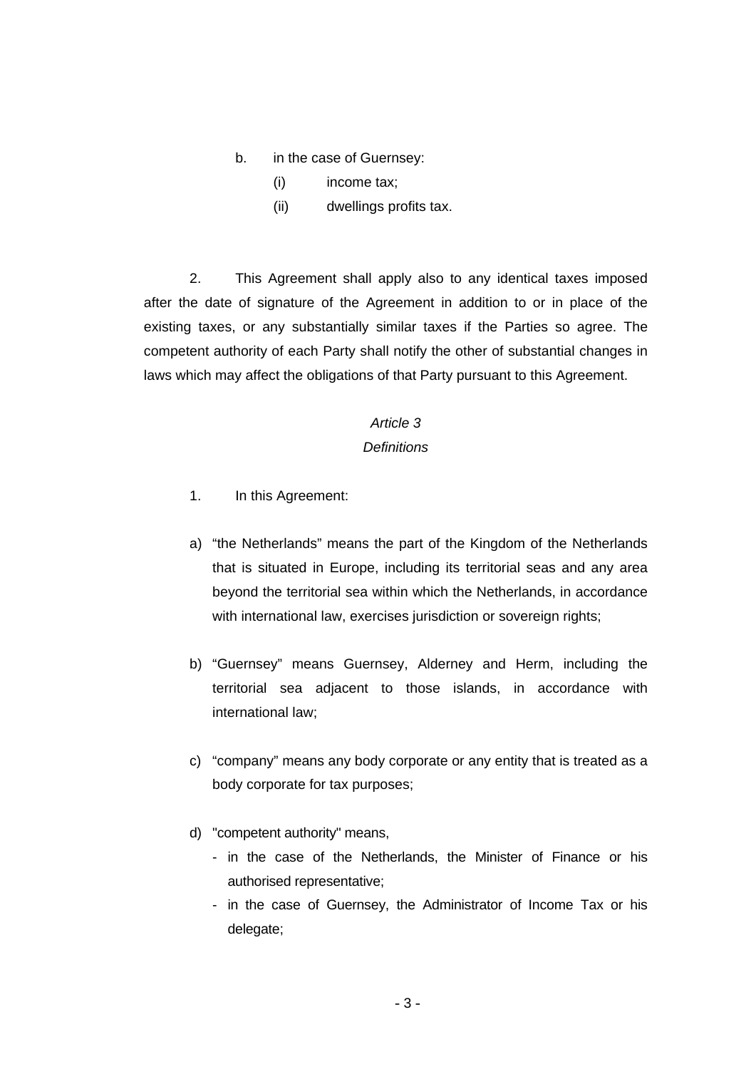b. in the case of Guernsey:

   (i) income tax;

   (ii) dwellings profits tax.

2. This Agreement shall apply also to any identical taxes imposed after the date of signature of the Agreement in addition to or in place of the existing taxes, or any substantially similar taxes if the Parties so agree. The competent authority of each Party shall notify the other of substantial changes in laws which may affect the obligations of that Party pursuant to this Agreement.

*Article 3*

*Definitions*

1. In this Agreement:

a) “the Netherlands” means the part of the Kingdom of the Netherlands that is situated in Europe, including its territorial seas and any area beyond the territorial sea within which the Netherlands, in accordance with international law, exercises jurisdiction or sovereign rights;

b) “Guernsey” means Guernsey, Alderney and Herm, including the territorial sea adjacent to those islands, in accordance with international law;

c) “company” means any body corporate or any entity that is treated as a body corporate for tax purposes;

d) "competent authority" means,
   - in the case of the Netherlands, the Minister of Finance or his authorised representative;
   - in the case of Guernsey, the Administrator of Income Tax or his delegate;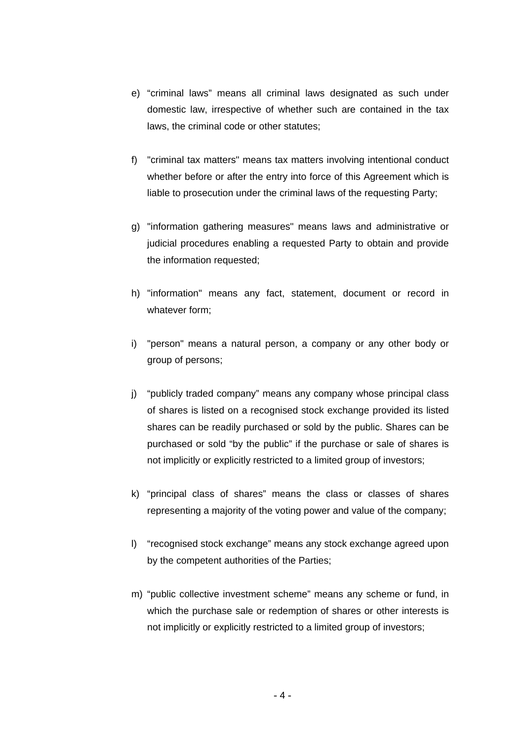e) “criminal laws” means all criminal laws designated as such under domestic law, irrespective of whether such are contained in the tax laws, the criminal code or other statutes;

f) "criminal tax matters" means tax matters involving intentional conduct whether before or after the entry into force of this Agreement which is liable to prosecution under the criminal laws of the requesting Party;

g) "information gathering measures" means laws and administrative or judicial procedures enabling a requested Party to obtain and provide the information requested;

h) "information" means any fact, statement, document or record in whatever form;

i) "person" means a natural person, a company or any other body or group of persons;

j) “publicly traded company” means any company whose principal class of shares is listed on a recognised stock exchange provided its listed shares can be readily purchased or sold by the public. Shares can be purchased or sold “by the public” if the purchase or sale of shares is not implicitly or explicitly restricted to a limited group of investors;

k) “principal class of shares” means the class or classes of shares representing a majority of the voting power and value of the company;

l) “recognised stock exchange” means any stock exchange agreed upon by the competent authorities of the Parties;

m) “public collective investment scheme” means any scheme or fund, in which the purchase sale or redemption of shares or other interests is not implicitly or explicitly restricted to a limited group of investors;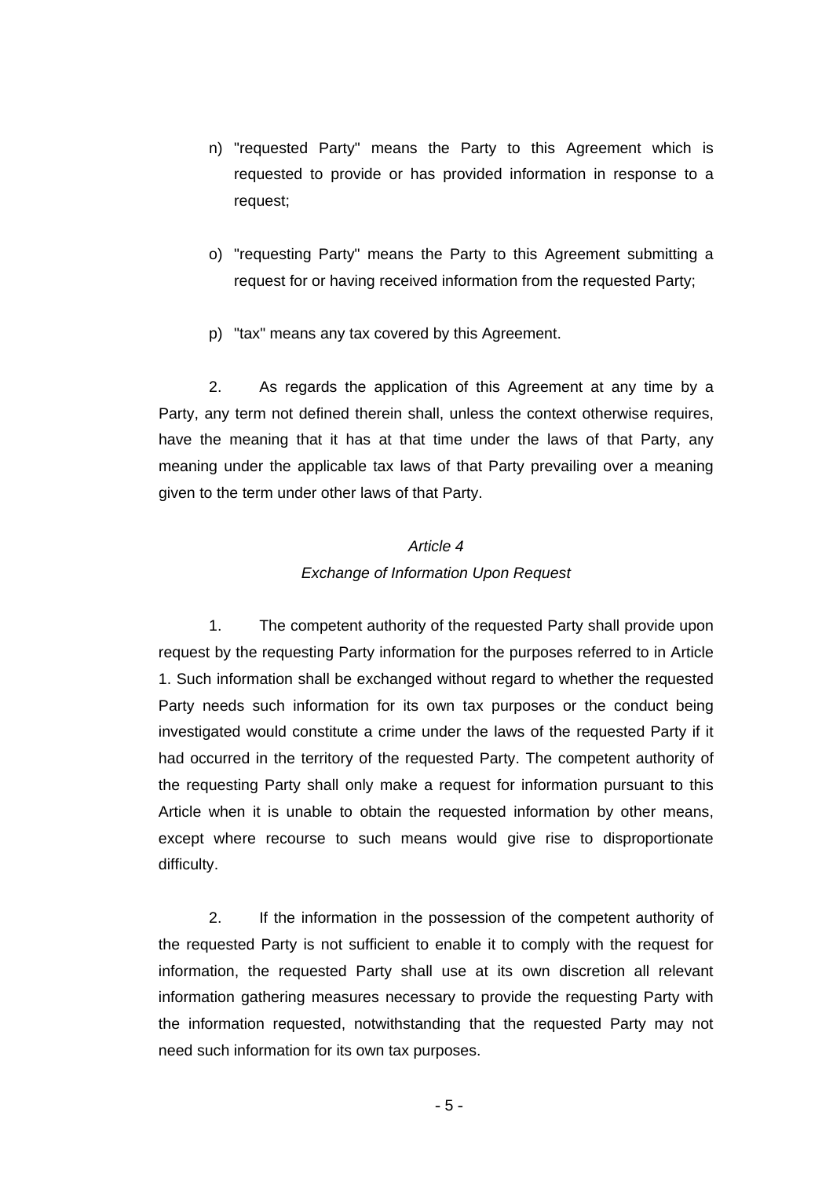n) "requested Party" means the Party to this Agreement which is requested to provide or has provided information in response to a request;

o) "requesting Party" means the Party to this Agreement submitting a request for or having received information from the requested Party;

p) "tax" means any tax covered by this Agreement.

2. As regards the application of this Agreement at any time by a Party, any term not defined therein shall, unless the context otherwise requires, have the meaning that it has at that time under the laws of that Party, any meaning under the applicable tax laws of that Party prevailing over a meaning given to the term under other laws of that Party.

*Article 4*

*Exchange of Information Upon Request*

1. The competent authority of the requested Party shall provide upon request by the requesting Party information for the purposes referred to in Article 1. Such information shall be exchanged without regard to whether the requested Party needs such information for its own tax purposes or the conduct being investigated would constitute a crime under the laws of the requested Party if it had occurred in the territory of the requested Party. The competent authority of the requesting Party shall only make a request for information pursuant to this Article when it is unable to obtain the requested information by other means, except where recourse to such means would give rise to disproportionate difficulty.

2. If the information in the possession of the competent authority of the requested Party is not sufficient to enable it to comply with the request for information, the requested Party shall use at its own discretion all relevant information gathering measures necessary to provide the requesting Party with the information requested, notwithstanding that the requested Party may not need such information for its own tax purposes.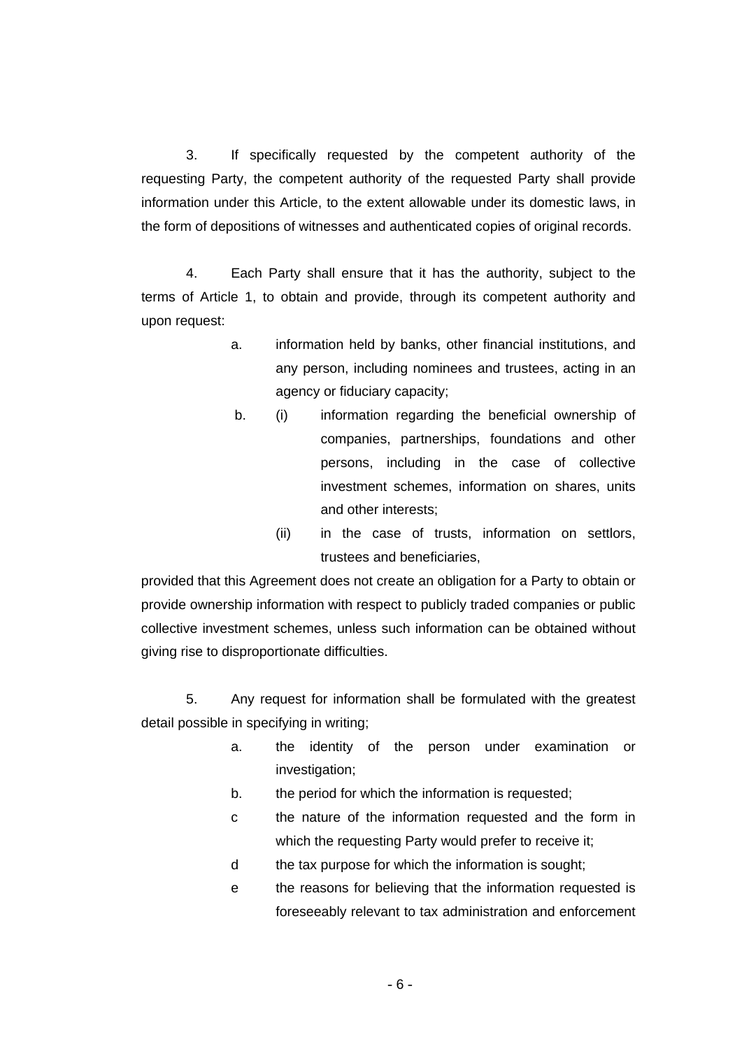3. If specifically requested by the competent authority of the requesting Party, the competent authority of the requested Party shall provide information under this Article, to the extent allowable under its domestic laws, in the form of depositions of witnesses and authenticated copies of original records.

4. Each Party shall ensure that it has the authority, subject to the terms of Article 1, to obtain and provide, through its competent authority and upon request:

a. information held by banks, other financial institutions, and any person, including nominees and trustees, acting in an agency or fiduciary capacity;

b. (i) information regarding the beneficial ownership of companies, partnerships, foundations and other persons, including in the case of collective investment schemes, information on shares, units and other interests;

(ii) in the case of trusts, information on settlors, trustees and beneficiaries,

provided that this Agreement does not create an obligation for a Party to obtain or provide ownership information with respect to publicly traded companies or public collective investment schemes, unless such information can be obtained without giving rise to disproportionate difficulties.

5. Any request for information shall be formulated with the greatest detail possible in specifying in writing;

a. the identity of the person under examination or investigation;

b. the period for which the information is requested;

c the nature of the information requested and the form in which the requesting Party would prefer to receive it;

d the tax purpose for which the information is sought;

e the reasons for believing that the information requested is foreseeably relevant to tax administration and enforcement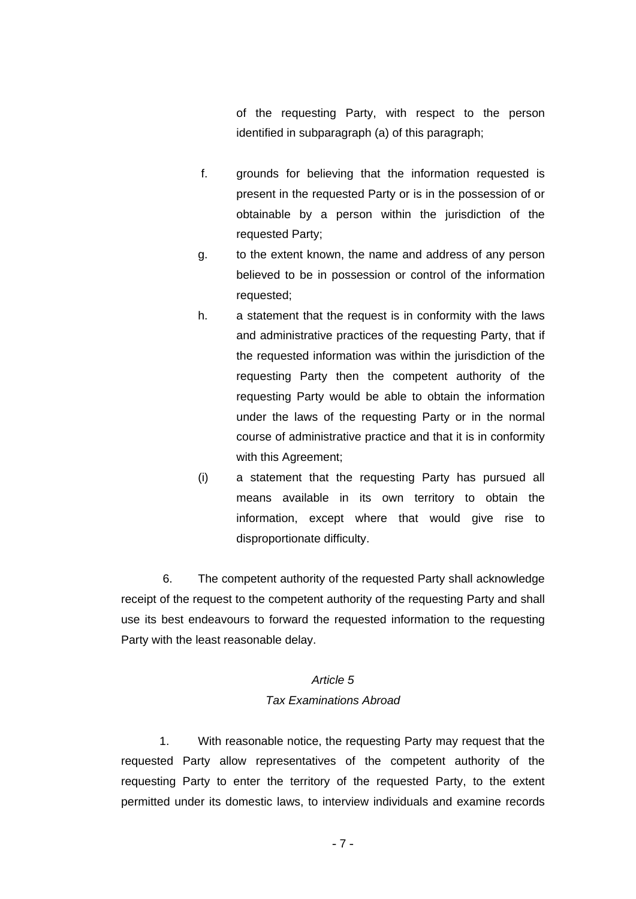of the requesting Party, with respect to the person identified in subparagraph (a) of this paragraph;

f. grounds for believing that the information requested is present in the requested Party or is in the possession of or obtainable by a person within the jurisdiction of the requested Party;

g. to the extent known, the name and address of any person believed to be in possession or control of the information requested;

h. a statement that the request is in conformity with the laws and administrative practices of the requesting Party, that if the requested information was within the jurisdiction of the requesting Party then the competent authority of the requesting Party would be able to obtain the information under the laws of the requesting Party or in the normal course of administrative practice and that it is in conformity with this Agreement;

(i) a statement that the requesting Party has pursued all means available in its own territory to obtain the information, except where that would give rise to disproportionate difficulty.

6. The competent authority of the requested Party shall acknowledge receipt of the request to the competent authority of the requesting Party and shall use its best endeavours to forward the requested information to the requesting Party with the least reasonable delay.

*Article 5*

*Tax Examinations Abroad*

1. With reasonable notice, the requesting Party may request that the requested Party allow representatives of the competent authority of the requesting Party to enter the territory of the requested Party, to the extent permitted under its domestic laws, to interview individuals and examine records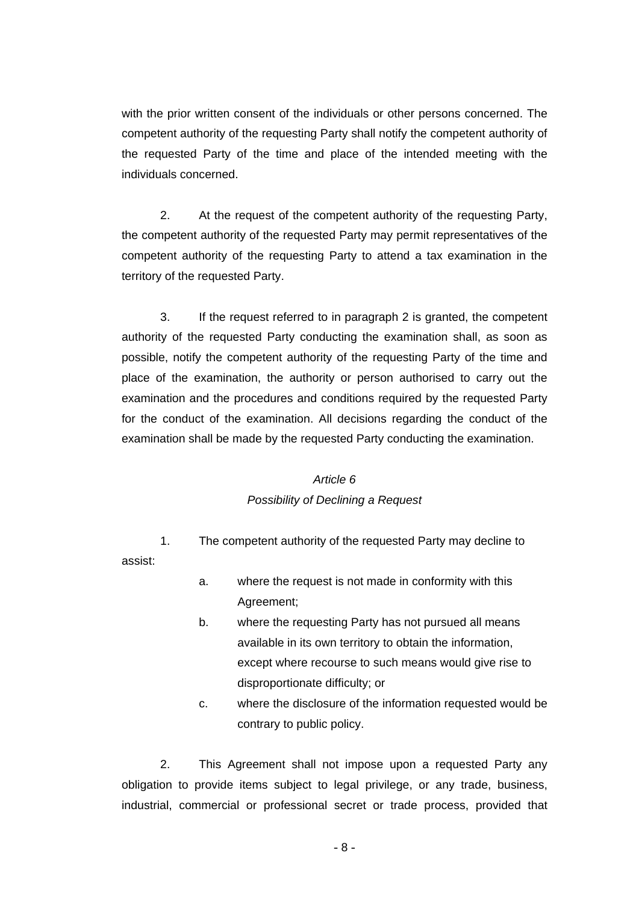with the prior written consent of the individuals or other persons concerned. The competent authority of the requesting Party shall notify the competent authority of the requested Party of the time and place of the intended meeting with the individuals concerned.

2. At the request of the competent authority of the requesting Party, the competent authority of the requested Party may permit representatives of the competent authority of the requesting Party to attend a tax examination in the territory of the requested Party.

3. If the request referred to in paragraph 2 is granted, the competent authority of the requested Party conducting the examination shall, as soon as possible, notify the competent authority of the requesting Party of the time and place of the examination, the authority or person authorised to carry out the examination and the procedures and conditions required by the requested Party for the conduct of the examination. All decisions regarding the conduct of the examination shall be made by the requested Party conducting the examination.

*Article 6*

*Possibility of Declining a Request*

1. The competent authority of the requested Party may decline to assist:

   a. where the request is not made in conformity with this Agreement;

   b. where the requesting Party has not pursued all means available in its own territory to obtain the information, except where recourse to such means would give rise to disproportionate difficulty; or

   c. where the disclosure of the information requested would be contrary to public policy.

2. This Agreement shall not impose upon a requested Party any obligation to provide items subject to legal privilege, or any trade, business, industrial, commercial or professional secret or trade process, provided that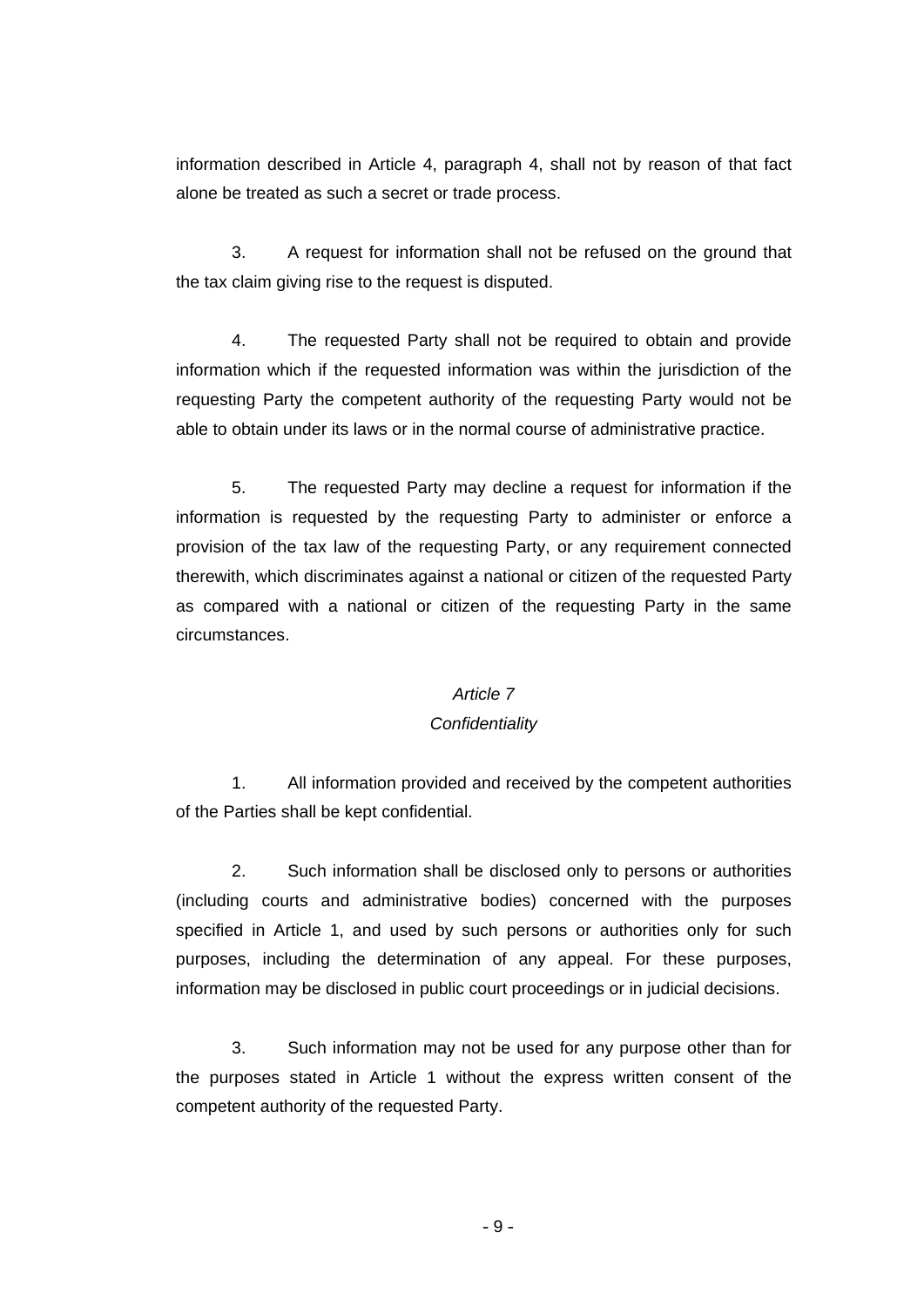information described in Article 4, paragraph 4, shall not by reason of that fact alone be treated as such a secret or trade process.

3. A request for information shall not be refused on the ground that the tax claim giving rise to the request is disputed.

4. The requested Party shall not be required to obtain and provide information which if the requested information was within the jurisdiction of the requesting Party the competent authority of the requesting Party would not be able to obtain under its laws or in the normal course of administrative practice.

5. The requested Party may decline a request for information if the information is requested by the requesting Party to administer or enforce a provision of the tax law of the requesting Party, or any requirement connected therewith, which discriminates against a national or citizen of the requested Party as compared with a national or citizen of the requesting Party in the same circumstances.

*Article 7*

*Confidentiality*

1. All information provided and received by the competent authorities of the Parties shall be kept confidential.

2. Such information shall be disclosed only to persons or authorities (including courts and administrative bodies) concerned with the purposes specified in Article 1, and used by such persons or authorities only for such purposes, including the determination of any appeal. For these purposes, information may be disclosed in public court proceedings or in judicial decisions.

3. Such information may not be used for any purpose other than for the purposes stated in Article 1 without the express written consent of the competent authority of the requested Party.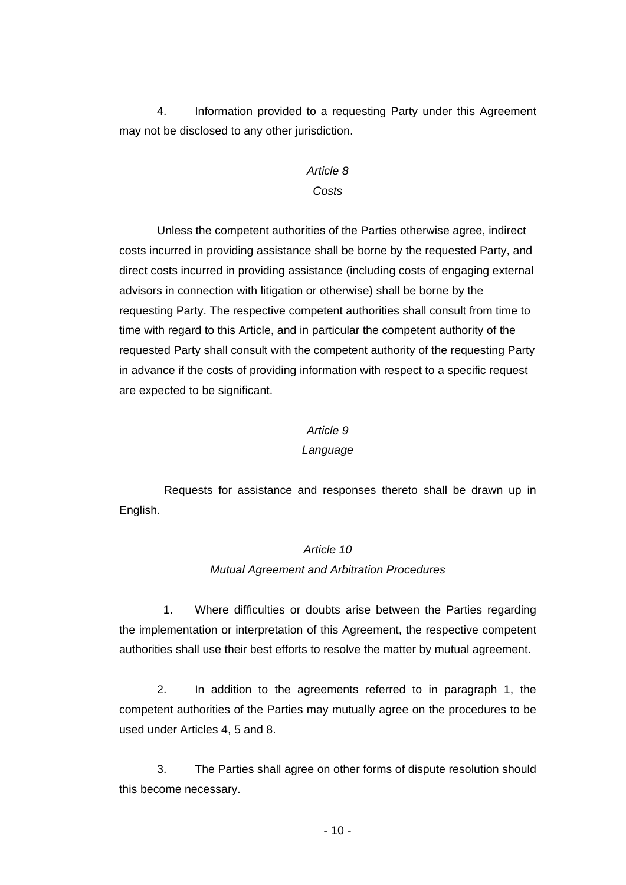4. Information provided to a requesting Party under this Agreement may not be disclosed to any other jurisdiction.

*Article 8*

*Costs*

Unless the competent authorities of the Parties otherwise agree, indirect costs incurred in providing assistance shall be borne by the requested Party, and direct costs incurred in providing assistance (including costs of engaging external advisors in connection with litigation or otherwise) shall be borne by the requesting Party. The respective competent authorities shall consult from time to time with regard to this Article, and in particular the competent authority of the requested Party shall consult with the competent authority of the requesting Party in advance if the costs of providing information with respect to a specific request are expected to be significant.

*Article 9*

*Language*

Requests for assistance and responses thereto shall be drawn up in English.

*Article 10*

*Mutual Agreement and Arbitration Procedures*

1. Where difficulties or doubts arise between the Parties regarding the implementation or interpretation of this Agreement, the respective competent authorities shall use their best efforts to resolve the matter by mutual agreement.

2. In addition to the agreements referred to in paragraph 1, the competent authorities of the Parties may mutually agree on the procedures to be used under Articles 4, 5 and 8.

3. The Parties shall agree on other forms of dispute resolution should this become necessary.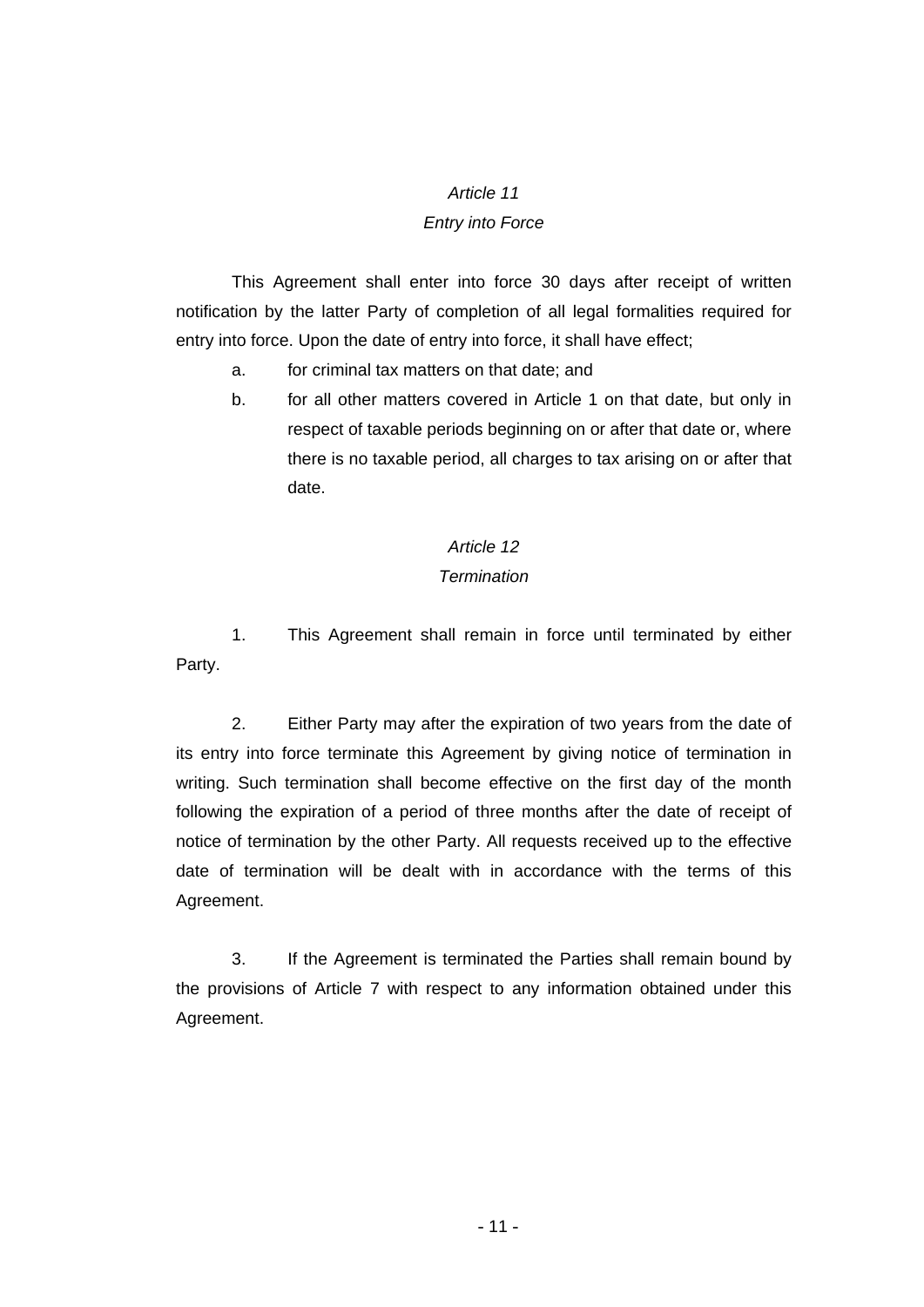*Article 11*
*Entry into Force*

This Agreement shall enter into force 30 days after receipt of written notification by the latter Party of completion of all legal formalities required for entry into force. Upon the date of entry into force, it shall have effect;

a. for criminal tax matters on that date; and

b. for all other matters covered in Article 1 on that date, but only in respect of taxable periods beginning on or after that date or, where there is no taxable period, all charges to tax arising on or after that date.

*Article 12*
*Termination*

1. This Agreement shall remain in force until terminated by either Party.

2. Either Party may after the expiration of two years from the date of its entry into force terminate this Agreement by giving notice of termination in writing. Such termination shall become effective on the first day of the month following the expiration of a period of three months after the date of receipt of notice of termination by the other Party. All requests received up to the effective date of termination will be dealt with in accordance with the terms of this Agreement.

3. If the Agreement is terminated the Parties shall remain bound by the provisions of Article 7 with respect to any information obtained under this Agreement.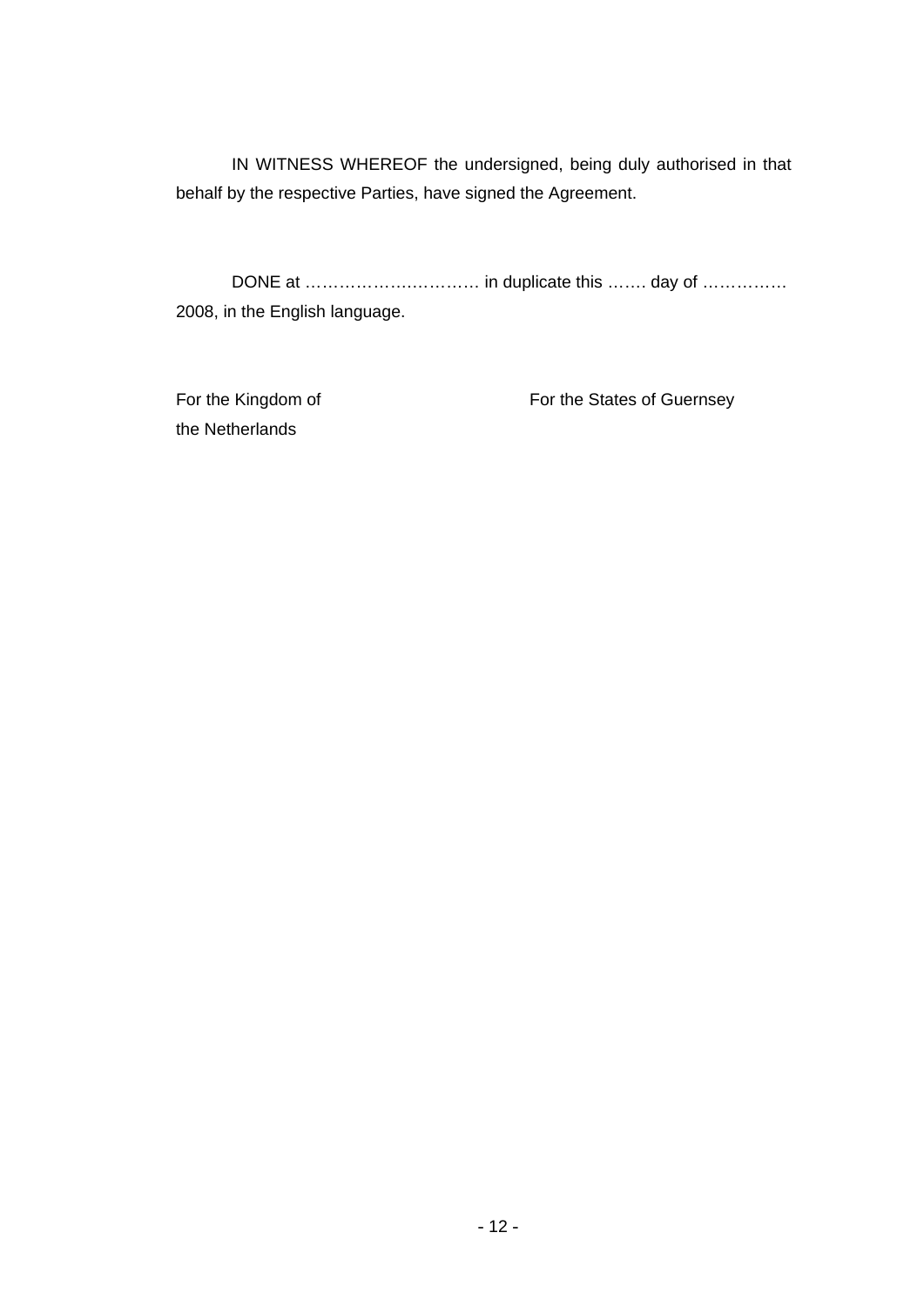IN WITNESS WHEREOF the undersigned, being duly authorised in that behalf by the respective Parties, have signed the Agreement.

DONE at …………….………… in duplicate this ……. day of …………… 2008, in the English language.

| | |
|---|---|
| For the Kingdom of the Netherlands | For the States of Guernsey |